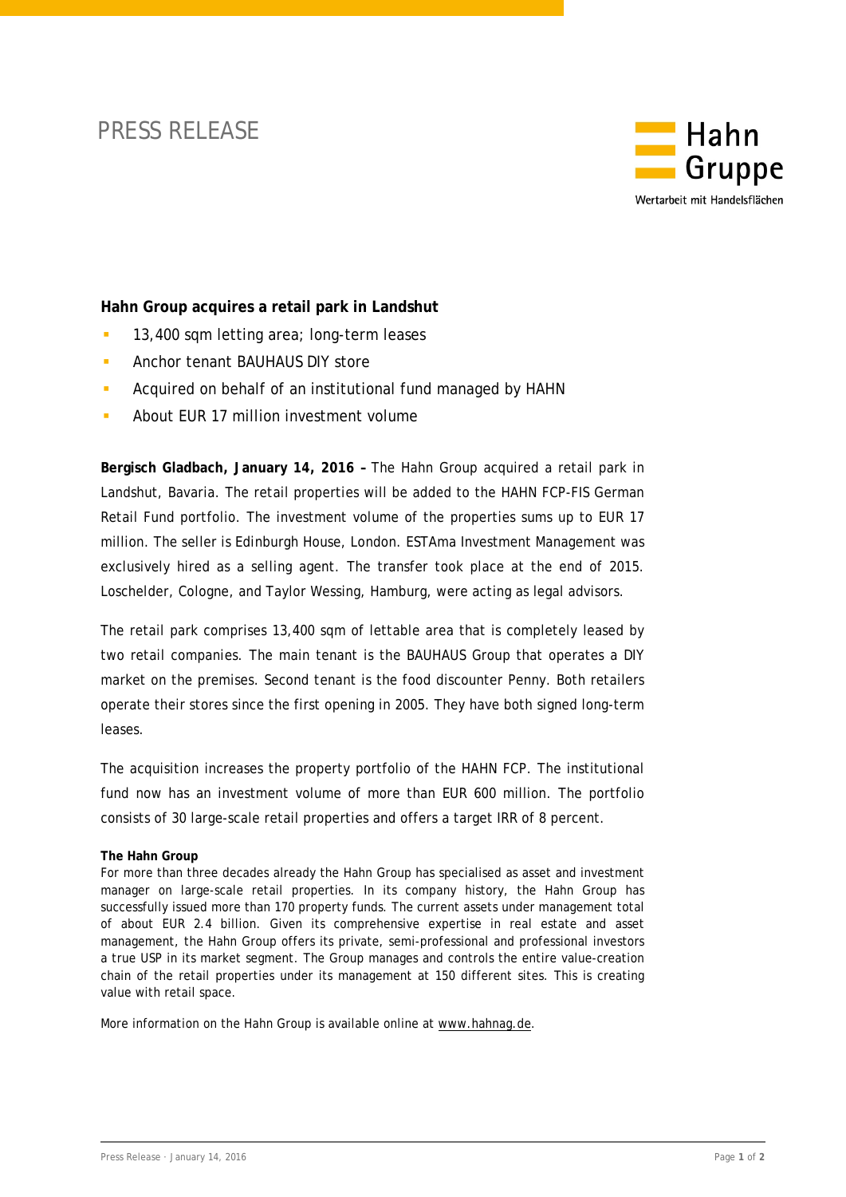PRESS RELEASE

Hahn Gruppe

Wertarbeit mit Handelsflächen

**Hahn Group acquires a retail park in Landshut**

- 13,400 sqm letting area; long-term leases
- Anchor tenant BAUHAUS DIY store
- Acquired on behalf of an institutional fund managed by HAHN
- About EUR 17 million investment volume

**Bergisch Gladbach, January 14, 2016 –** The Hahn Group acquired a retail park in Landshut, Bavaria. The retail properties will be added to the HAHN FCP-FIS German Retail Fund portfolio. The investment volume of the properties sums up to EUR 17 million. The seller is Edinburgh House, London. ESTAma Investment Management was exclusively hired as a selling agent. The transfer took place at the end of 2015. Loschelder, Cologne, and Taylor Wessing, Hamburg, were acting as legal advisors.

The retail park comprises 13,400 sqm of lettable area that is completely leased by two retail companies. The main tenant is the BAUHAUS Group that operates a DIY market on the premises. Second tenant is the food discounter Penny. Both retailers operate their stores since the first opening in 2005. They have both signed long-term leases.

The acquisition increases the property portfolio of the HAHN FCP. The institutional fund now has an investment volume of more than EUR 600 million. The portfolio consists of 30 large-scale retail properties and offers a target IRR of 8 percent.

**The Hahn Group**

For more than three decades already the Hahn Group has specialised as asset and investment manager on large-scale retail properties. In its company history, the Hahn Group has successfully issued more than 170 property funds. The current assets under management total of about EUR 2.4 billion. Given its comprehensive expertise in real estate and asset management, the Hahn Group offers its private, semi-professional and professional investors a true USP in its market segment. The Group manages and controls the entire value-creation chain of the retail properties under its management at 150 different sites. This is creating value with retail space.

More information on the Hahn Group is available online at www.hahnag.de.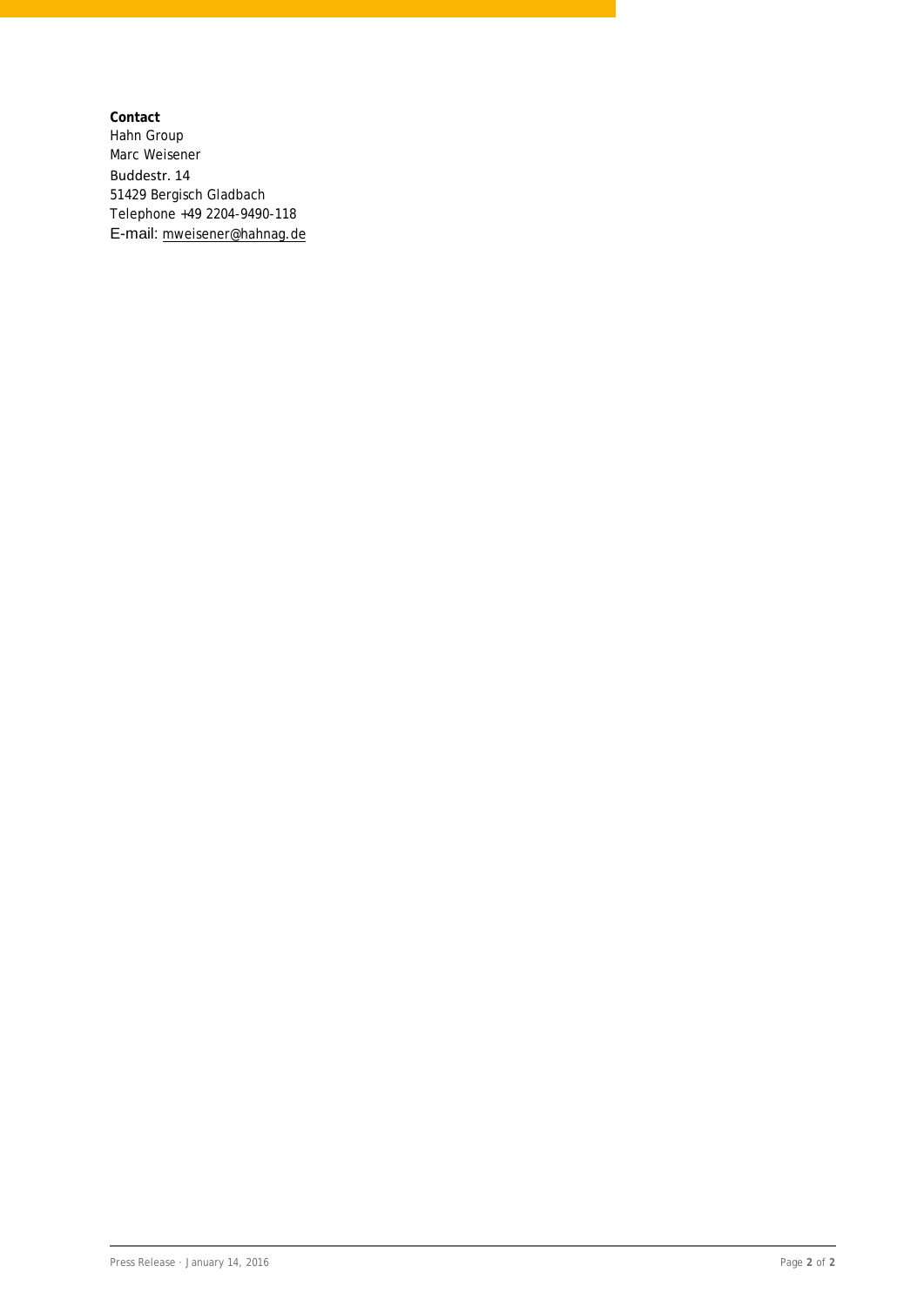**Contact**
Hahn Group
Marc Weisener
Buddestr. 14
51429 Bergisch Gladbach
Telephone +49 2204-9490-118
E-mail: mweisener@hahnag.de